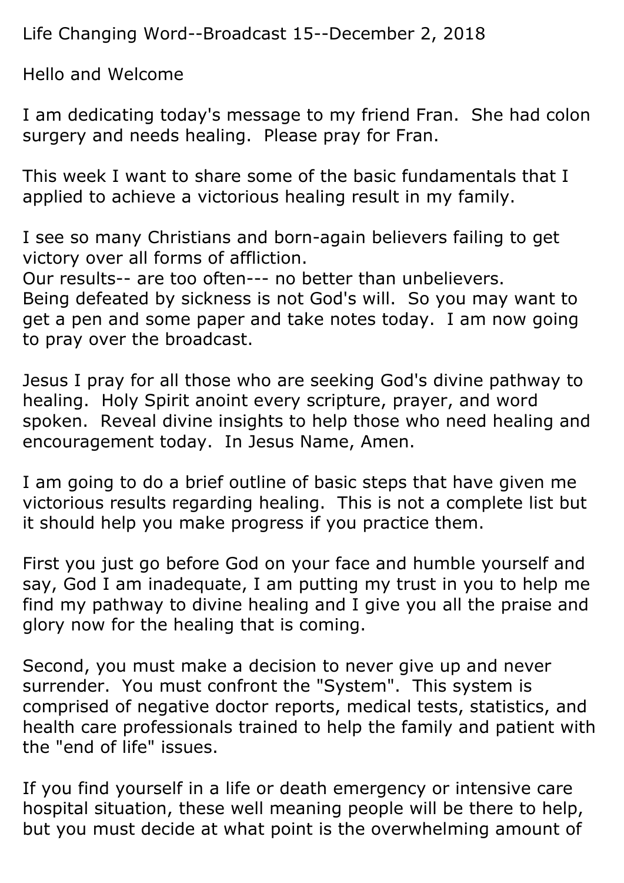Life Changing Word--Broadcast 15--December 2, 2018

Hello and Welcome

I am dedicating today's message to my friend Fran. She had colon surgery and needs healing. Please pray for Fran.

This week I want to share some of the basic fundamentals that I applied to achieve a victorious healing result in my family.

I see so many Christians and born-again believers failing to get victory over all forms of affliction.
Our results-- are too often--- no better than unbelievers.
Being defeated by sickness is not God's will. So you may want to get a pen and some paper and take notes today. I am now going to pray over the broadcast.

Jesus I pray for all those who are seeking God's divine pathway to healing. Holy Spirit anoint every scripture, prayer, and word spoken. Reveal divine insights to help those who need healing and encouragement today. In Jesus Name, Amen.

I am going to do a brief outline of basic steps that have given me victorious results regarding healing. This is not a complete list but it should help you make progress if you practice them.

First you just go before God on your face and humble yourself and say, God I am inadequate, I am putting my trust in you to help me find my pathway to divine healing and I give you all the praise and glory now for the healing that is coming.

Second, you must make a decision to never give up and never surrender. You must confront the "System". This system is comprised of negative doctor reports, medical tests, statistics, and health care professionals trained to help the family and patient with the "end of life" issues.

If you find yourself in a life or death emergency or intensive care hospital situation, these well meaning people will be there to help, but you must decide at what point is the overwhelming amount of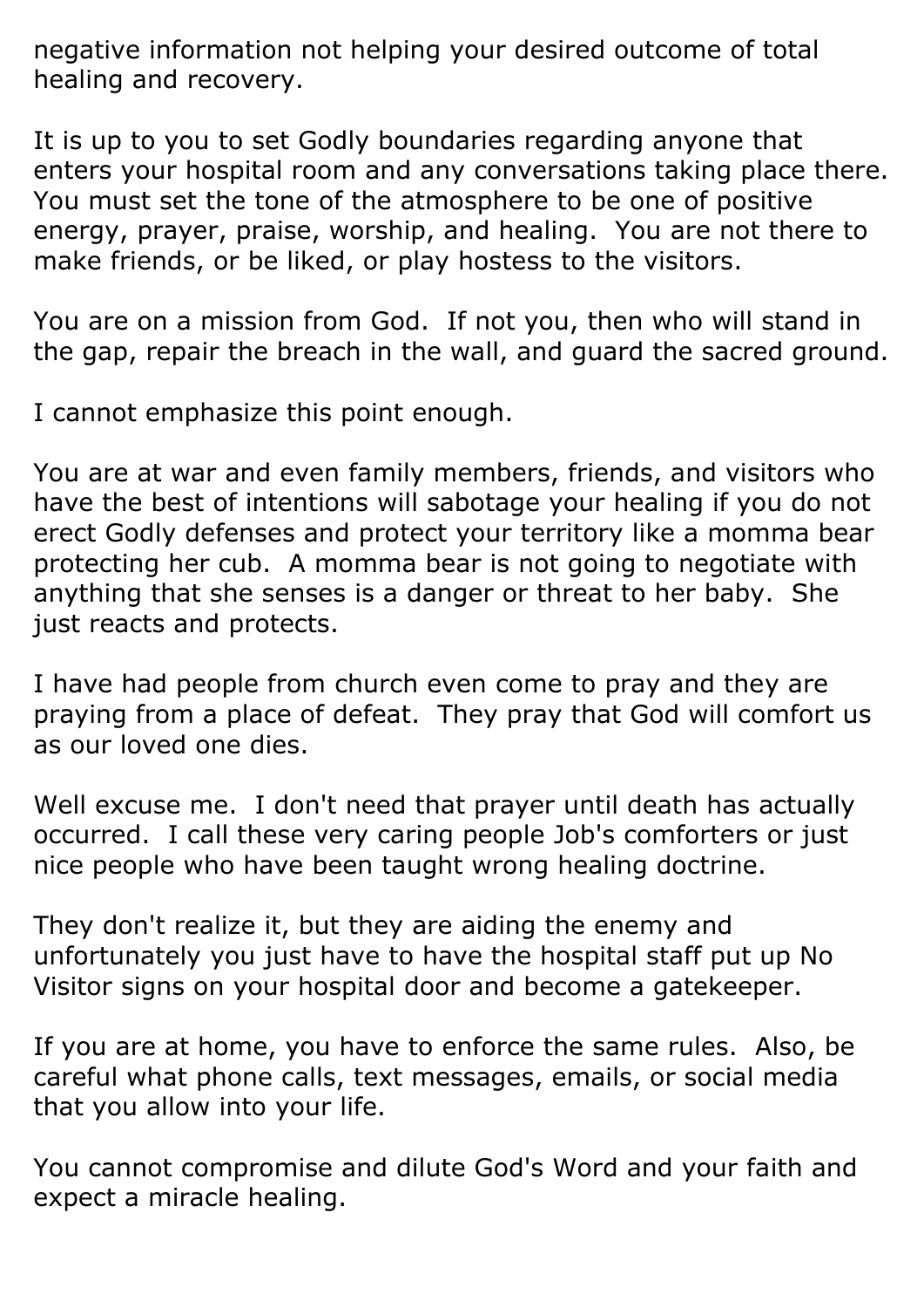negative information not helping your desired outcome of total healing and recovery.

It is up to you to set Godly boundaries regarding anyone that enters your hospital room and any conversations taking place there. You must set the tone of the atmosphere to be one of positive energy, prayer, praise, worship, and healing.  You are not there to make friends, or be liked, or play hostess to the visitors.

You are on a mission from God.  If not you, then who will stand in the gap, repair the breach in the wall, and guard the sacred ground.

I cannot emphasize this point enough.

You are at war and even family members, friends, and visitors who have the best of intentions will sabotage your healing if you do not erect Godly defenses and protect your territory like a momma bear protecting her cub.  A momma bear is not going to negotiate with anything that she senses is a danger or threat to her baby.  She just reacts and protects.

I have had people from church even come to pray and they are praying from a place of defeat.  They pray that God will comfort us as our loved one dies.

Well excuse me.  I don't need that prayer until death has actually occurred.  I call these very caring people Job's comforters or just nice people who have been taught wrong healing doctrine.

They don't realize it, but they are aiding the enemy and unfortunately you just have to have the hospital staff put up No Visitor signs on your hospital door and become a gatekeeper.

If you are at home, you have to enforce the same rules.  Also, be careful what phone calls, text messages, emails, or social media that you allow into your life.

You cannot compromise and dilute God's Word and your faith and expect a miracle healing.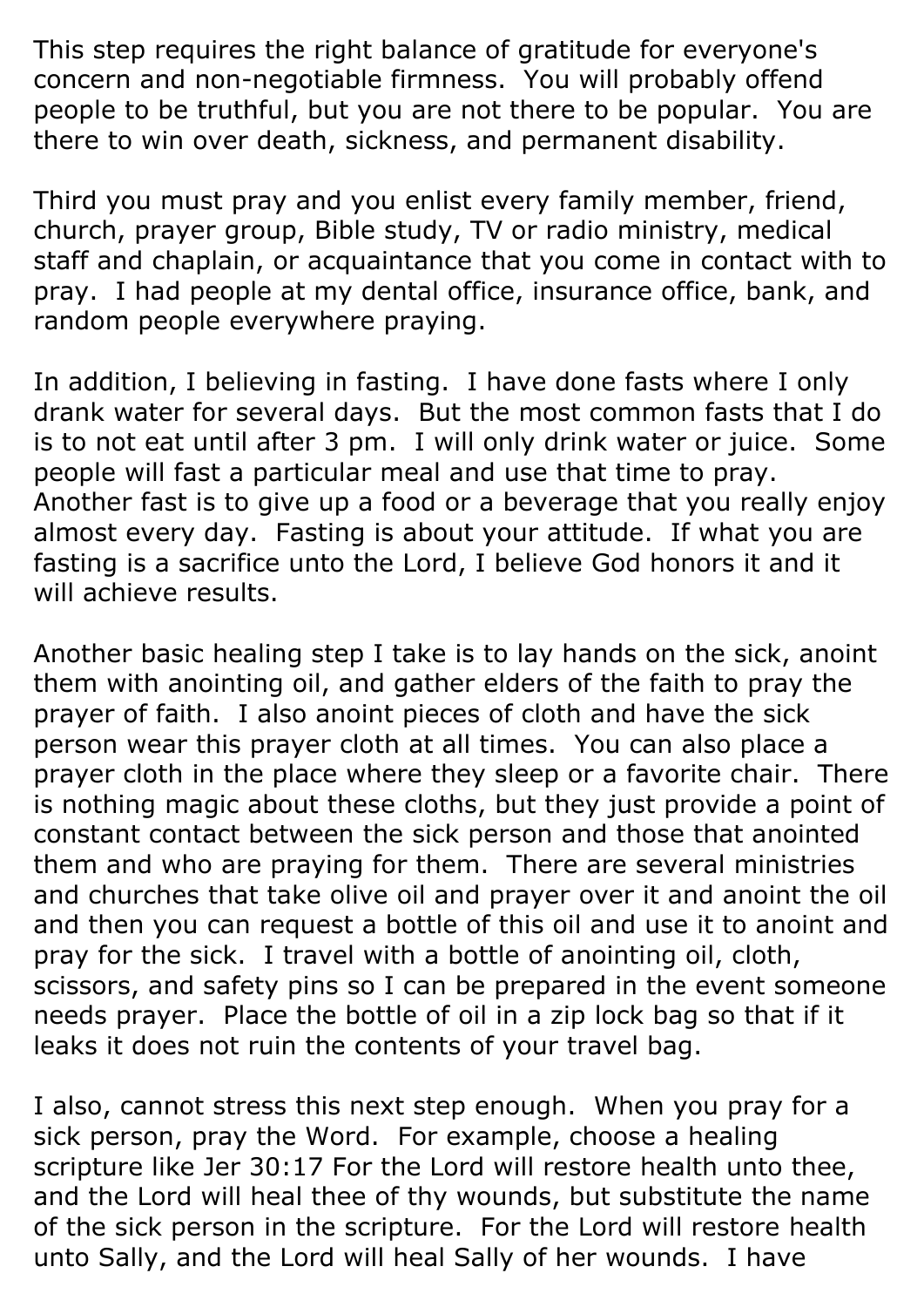This step requires the right balance of gratitude for everyone's concern and non-negotiable firmness. You will probably offend people to be truthful, but you are not there to be popular. You are there to win over death, sickness, and permanent disability.

Third you must pray and you enlist every family member, friend, church, prayer group, Bible study, TV or radio ministry, medical staff and chaplain, or acquaintance that you come in contact with to pray. I had people at my dental office, insurance office, bank, and random people everywhere praying.

In addition, I believing in fasting. I have done fasts where I only drank water for several days. But the most common fasts that I do is to not eat until after 3 pm. I will only drink water or juice. Some people will fast a particular meal and use that time to pray. Another fast is to give up a food or a beverage that you really enjoy almost every day. Fasting is about your attitude. If what you are fasting is a sacrifice unto the Lord, I believe God honors it and it will achieve results.

Another basic healing step I take is to lay hands on the sick, anoint them with anointing oil, and gather elders of the faith to pray the prayer of faith. I also anoint pieces of cloth and have the sick person wear this prayer cloth at all times. You can also place a prayer cloth in the place where they sleep or a favorite chair. There is nothing magic about these cloths, but they just provide a point of constant contact between the sick person and those that anointed them and who are praying for them. There are several ministries and churches that take olive oil and prayer over it and anoint the oil and then you can request a bottle of this oil and use it to anoint and pray for the sick. I travel with a bottle of anointing oil, cloth, scissors, and safety pins so I can be prepared in the event someone needs prayer. Place the bottle of oil in a zip lock bag so that if it leaks it does not ruin the contents of your travel bag.

I also, cannot stress this next step enough. When you pray for a sick person, pray the Word. For example, choose a healing scripture like Jer 30:17 For the Lord will restore health unto thee, and the Lord will heal thee of thy wounds, but substitute the name of the sick person in the scripture. For the Lord will restore health unto Sally, and the Lord will heal Sally of her wounds. I have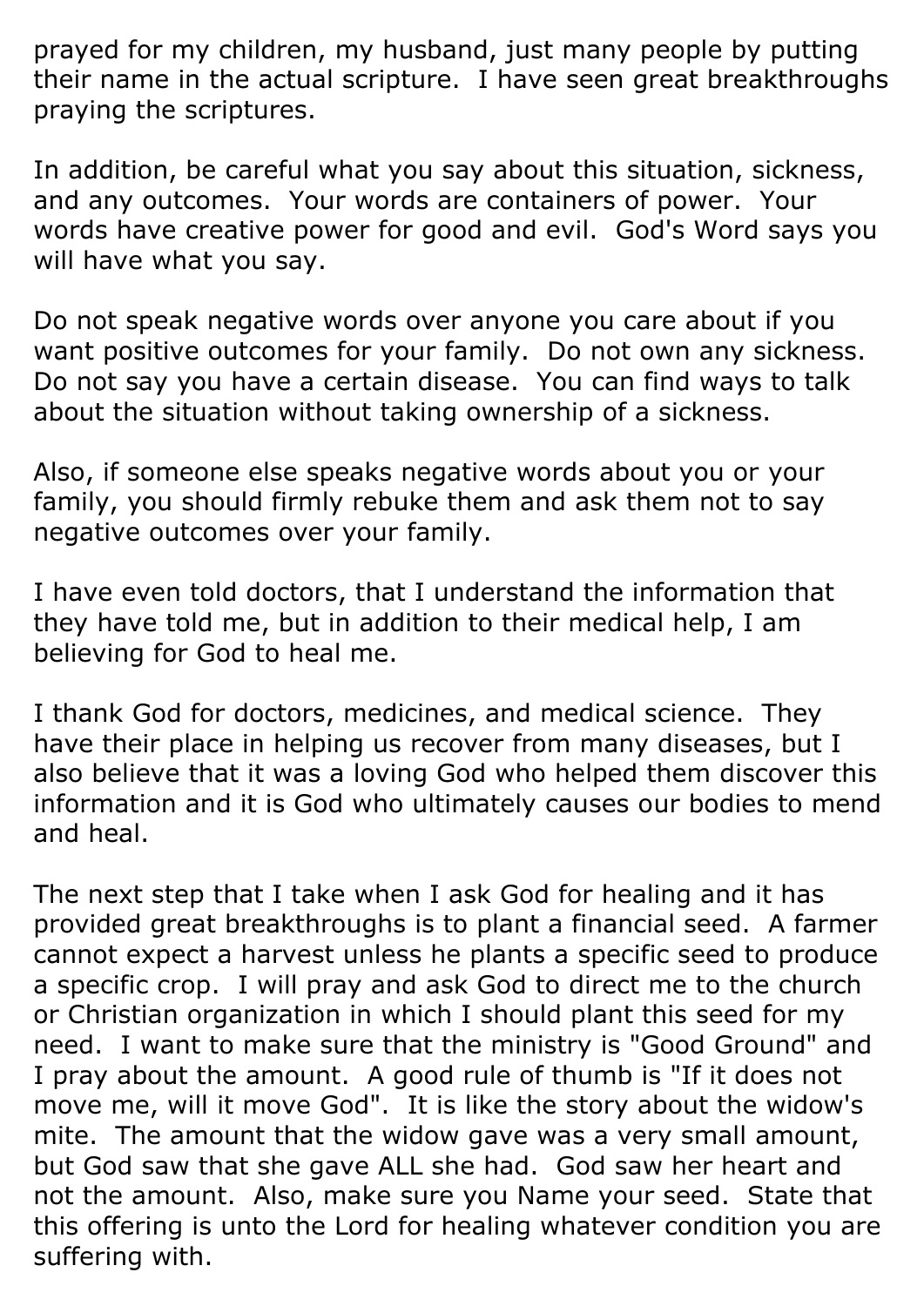prayed for my children, my husband, just many people by putting their name in the actual scripture. I have seen great breakthroughs praying the scriptures.

In addition, be careful what you say about this situation, sickness, and any outcomes. Your words are containers of power. Your words have creative power for good and evil. God's Word says you will have what you say.

Do not speak negative words over anyone you care about if you want positive outcomes for your family. Do not own any sickness. Do not say you have a certain disease. You can find ways to talk about the situation without taking ownership of a sickness.

Also, if someone else speaks negative words about you or your family, you should firmly rebuke them and ask them not to say negative outcomes over your family.

I have even told doctors, that I understand the information that they have told me, but in addition to their medical help, I am believing for God to heal me.

I thank God for doctors, medicines, and medical science. They have their place in helping us recover from many diseases, but I also believe that it was a loving God who helped them discover this information and it is God who ultimately causes our bodies to mend and heal.

The next step that I take when I ask God for healing and it has provided great breakthroughs is to plant a financial seed. A farmer cannot expect a harvest unless he plants a specific seed to produce a specific crop. I will pray and ask God to direct me to the church or Christian organization in which I should plant this seed for my need. I want to make sure that the ministry is "Good Ground" and I pray about the amount. A good rule of thumb is "If it does not move me, will it move God". It is like the story about the widow's mite. The amount that the widow gave was a very small amount, but God saw that she gave ALL she had. God saw her heart and not the amount. Also, make sure you Name your seed. State that this offering is unto the Lord for healing whatever condition you are suffering with.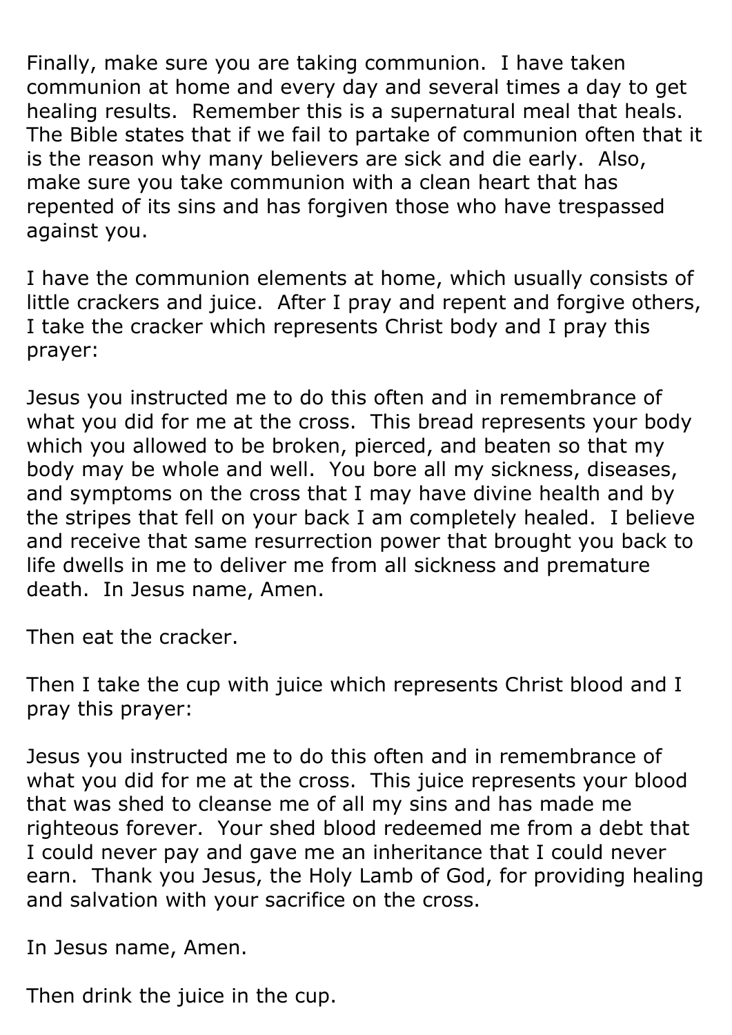Finally, make sure you are taking communion. I have taken communion at home and every day and several times a day to get healing results. Remember this is a supernatural meal that heals. The Bible states that if we fail to partake of communion often that it is the reason why many believers are sick and die early. Also, make sure you take communion with a clean heart that has repented of its sins and has forgiven those who have trespassed against you.

I have the communion elements at home, which usually consists of little crackers and juice. After I pray and repent and forgive others, I take the cracker which represents Christ body and I pray this prayer:

Jesus you instructed me to do this often and in remembrance of what you did for me at the cross. This bread represents your body which you allowed to be broken, pierced, and beaten so that my body may be whole and well. You bore all my sickness, diseases, and symptoms on the cross that I may have divine health and by the stripes that fell on your back I am completely healed. I believe and receive that same resurrection power that brought you back to life dwells in me to deliver me from all sickness and premature death. In Jesus name, Amen.

Then eat the cracker.

Then I take the cup with juice which represents Christ blood and I pray this prayer:

Jesus you instructed me to do this often and in remembrance of what you did for me at the cross. This juice represents your blood that was shed to cleanse me of all my sins and has made me righteous forever. Your shed blood redeemed me from a debt that I could never pay and gave me an inheritance that I could never earn. Thank you Jesus, the Holy Lamb of God, for providing healing and salvation with your sacrifice on the cross.

In Jesus name, Amen.

Then drink the juice in the cup.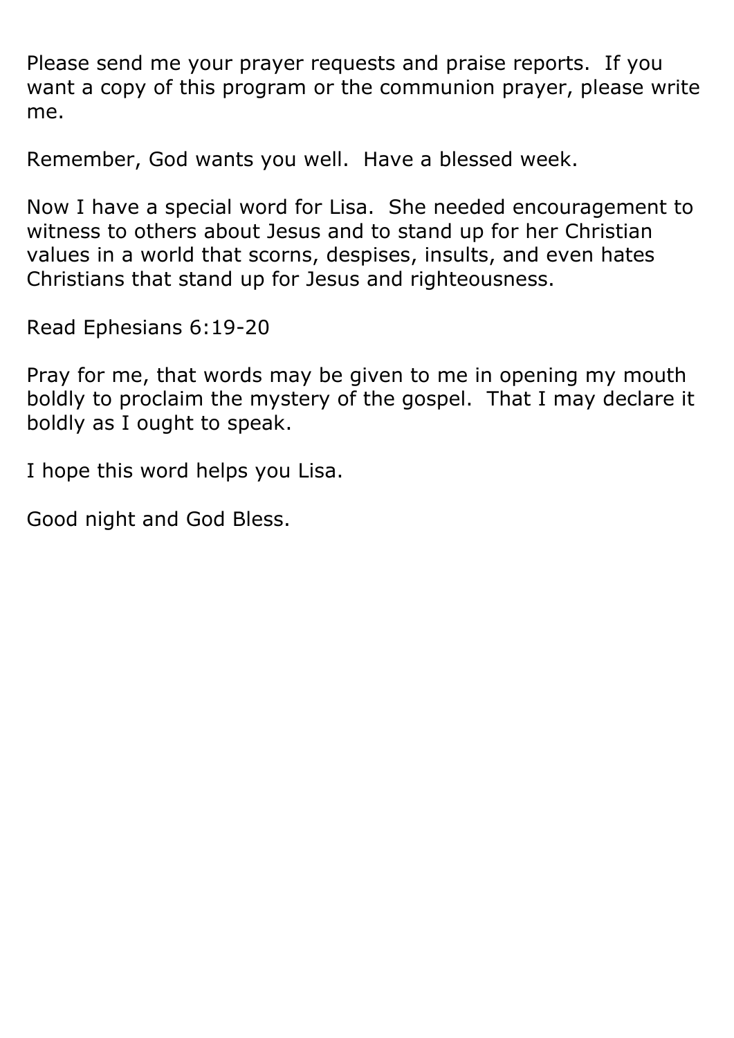Please send me your prayer requests and praise reports. If you want a copy of this program or the communion prayer, please write me.

Remember, God wants you well. Have a blessed week.

Now I have a special word for Lisa. She needed encouragement to witness to others about Jesus and to stand up for her Christian values in a world that scorns, despises, insults, and even hates Christians that stand up for Jesus and righteousness.

Read Ephesians 6:19-20

Pray for me, that words may be given to me in opening my mouth boldly to proclaim the mystery of the gospel. That I may declare it boldly as I ought to speak.

I hope this word helps you Lisa.

Good night and God Bless.